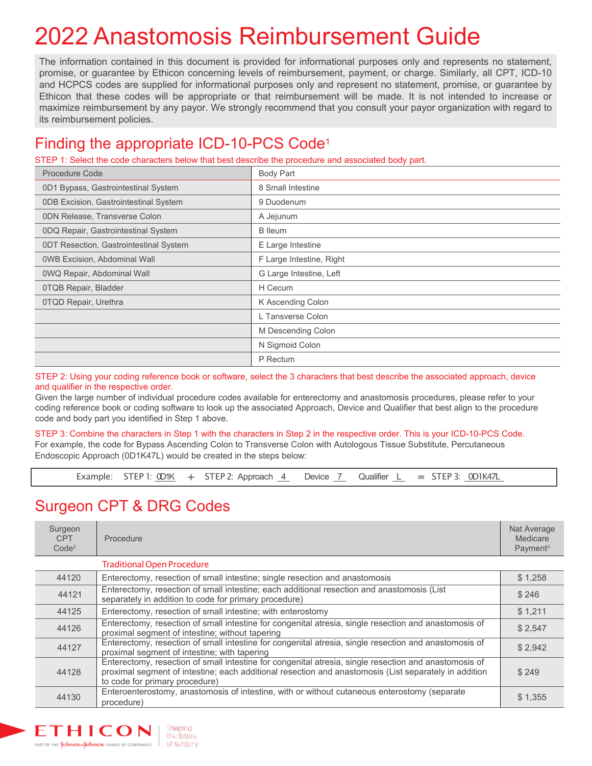# 2022 Anastomosis Reimbursement Guide

The information contained in this document is provided for informational purposes only and represents no statement, promise, or guarantee by Ethicon concerning levels of reimbursement, payment, or charge. Similarly, all CPT, ICD-10 and HCPCS codes are supplied for informational purposes only and represent no statement, promise, or guarantee by Ethicon that these codes will be appropriate or that reimbursement will be made. It is not intended to increase or maximize reimbursement by any payor. We strongly recommend that you consult your payor organization with regard to its reimbursement policies.

## Finding the appropriate ICD-10-PCS Code[1]

STEP 1: Select the code characters below that best describe the procedure and associated body part.

| Procedure Code | Body Part |
|---|---|
| 0D1 Bypass, Gastrointestinal System | 8 Small Intestine |
| 0DB Excision, Gastrointestinal System | 9 Duodenum |
| 0DN Release, Transverse Colon | A Jejunum |
| 0DQ Repair, Gastrointestinal System | B Ileum |
| 0DT Resection, Gastrointestinal System | E Large Intestine |
| 0WB Excision, Abdominal Wall | F Large Intestine, Right |
| 0WQ Repair, Abdominal Wall | G Large Intestine, Left |
| 0TQB Repair, Bladder | H Cecum |
| 0TQD Repair, Urethra | K Ascending Colon |
| | L Tansverse Colon |
| | M Descending Colon |
| | N Sigmoid Colon |
| | P Rectum |

STEP 2: Using your coding reference book or software, select the 3 characters that best describe the associated approach, device and qualifier in the respective order.

Given the large number of individual procedure codes available for enterectomy and anastomosis procedures, please refer to your coding reference book or coding software to look up the associated Approach, Device and Qualifier that best align to the procedure code and body part you identified in Step 1 above.

STEP 3: Combine the characters in Step 1 with the characters in Step 2 in the respective order. This is your ICD-10-PCS Code.

For example, the code for Bypass Ascending Colon to Transverse Colon with Autologous Tissue Substitute, Percutaneous Endoscopic Approach (0D1K47L) would be created in the steps below:

Example: STEP 1: 0D1K + STEP 2: Approach 4 Device 7 Qualifier L = STEP 3: 0D1K47L

## Surgeon CPT & DRG Codes

| Surgeon CPT Code[2] | Procedure | Nat Average Medicare Payment[3] |
|---|---|---|
| | Traditional Open Procedure | |
| 44120 | Enterectomy, resection of small intestine; single resection and anastomosis | $ 1,258 |
| 44121 | Enterectomy, resection of small intestine; each additional resection and anastomosis (List separately in addition to code for primary procedure) | $ 246 |
| 44125 | Enterectomy, resection of small intestine; with enterostomy | $ 1,211 |
| 44126 | Enterectomy, resection of small intestine for congenital atresia, single resection and anastomosis of proximal segment of intestine; without tapering | $ 2,547 |
| 44127 | Enterectomy, resection of small intestine for congenital atresia, single resection and anastomosis of proximal segment of intestine; with tapering | $ 2,942 |
| 44128 | Enterectomy, resection of small intestine for congenital atresia, single resection and anastomosis of proximal segment of intestine; each additional resection and anastomosis (List separately in addition to code for primary procedure) | $ 249 |
| 44130 | Enteroenterostomy, anastomosis of intestine, with or without cutaneous enterostomy (separate procedure) | $ 1,355 |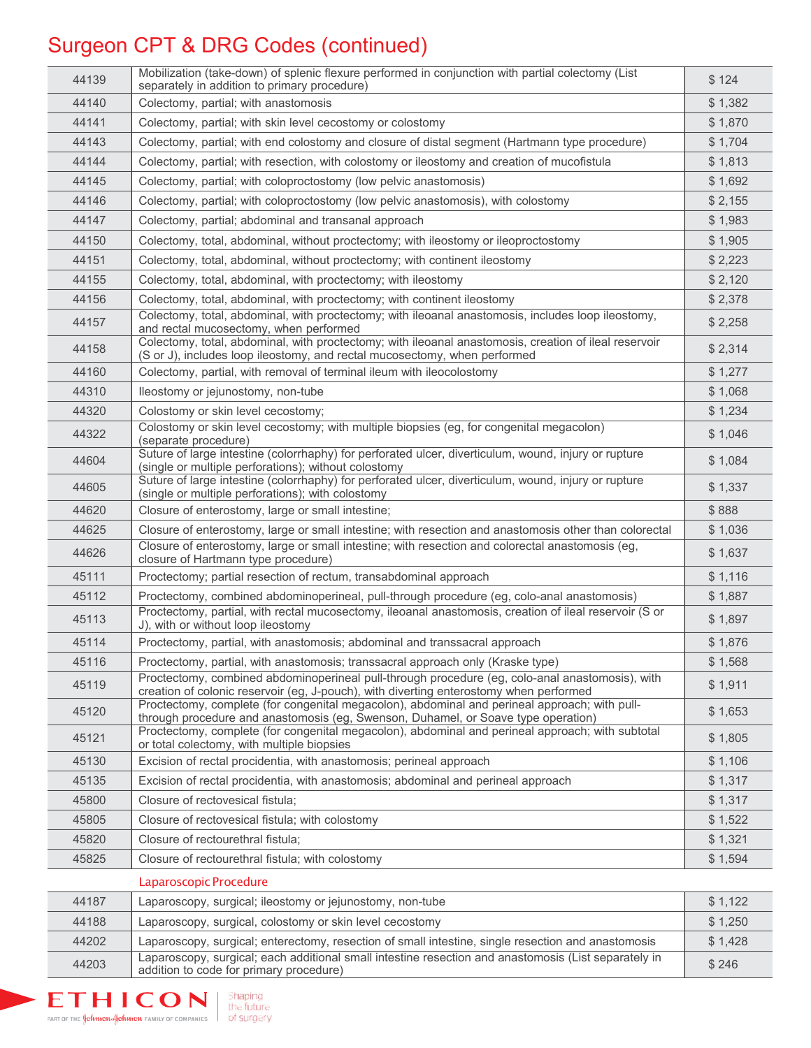# Surgeon CPT & DRG Codes (continued)

| | | |
|---|---|---|
| 44139 | Mobilization (take-down) of splenic flexure performed in conjunction with partial colectomy (List separately in addition to primary procedure) | $ 124 |
| 44140 | Colectomy, partial; with anastomosis | $ 1,382 |
| 44141 | Colectomy, partial; with skin level cecostomy or colostomy | $ 1,870 |
| 44143 | Colectomy, partial; with end colostomy and closure of distal segment (Hartmann type procedure) | $ 1,704 |
| 44144 | Colectomy, partial; with resection, with colostomy or ileostomy and creation of mucofistula | $ 1,813 |
| 44145 | Colectomy, partial; with coloproctostomy (low pelvic anastomosis) | $ 1,692 |
| 44146 | Colectomy, partial; with coloproctostomy (low pelvic anastomosis), with colostomy | $ 2,155 |
| 44147 | Colectomy, partial; abdominal and transanal approach | $ 1,983 |
| 44150 | Colectomy, total, abdominal, without proctectomy; with ileostomy or ileoproctostomy | $ 1,905 |
| 44151 | Colectomy, total, abdominal, without proctectomy; with continent ileostomy | $ 2,223 |
| 44155 | Colectomy, total, abdominal, with proctectomy; with ileostomy | $ 2,120 |
| 44156 | Colectomy, total, abdominal, with proctectomy; with continent ileostomy | $ 2,378 |
| 44157 | Colectomy, total, abdominal, with proctectomy; with ileoanal anastomosis, includes loop ileostomy, and rectal mucosectomy, when performed | $ 2,258 |
| 44158 | Colectomy, total, abdominal, with proctectomy; with ileoanal anastomosis, creation of ileal reservoir (S or J), includes loop ileostomy, and rectal mucosectomy, when performed | $ 2,314 |
| 44160 | Colectomy, partial, with removal of terminal ileum with ileocolostomy | $ 1,277 |
| 44310 | Ileostomy or jejunostomy, non-tube | $ 1,068 |
| 44320 | Colostomy or skin level cecostomy; | $ 1,234 |
| 44322 | Colostomy or skin level cecostomy; with multiple biopsies (eg, for congenital megacolon) (separate procedure) | $ 1,046 |
| 44604 | Suture of large intestine (colorrhaphy) for perforated ulcer, diverticulum, wound, injury or rupture (single or multiple perforations); without colostomy | $ 1,084 |
| 44605 | Suture of large intestine (colorrhaphy) for perforated ulcer, diverticulum, wound, injury or rupture (single or multiple perforations); with colostomy | $ 1,337 |
| 44620 | Closure of enterostomy, large or small intestine; | $ 888 |
| 44625 | Closure of enterostomy, large or small intestine; with resection and anastomosis other than colorectal | $ 1,036 |
| 44626 | Closure of enterostomy, large or small intestine; with resection and colorectal anastomosis (eg, closure of Hartmann type procedure) | $ 1,637 |
| 45111 | Proctectomy; partial resection of rectum, transabdominal approach | $ 1,116 |
| 45112 | Proctectomy, combined abdominoperineal, pull-through procedure (eg, colo-anal anastomosis) | $ 1,887 |
| 45113 | Proctectomy, partial, with rectal mucosectomy, ileoanal anastomosis, creation of ileal reservoir (S or J), with or without loop ileostomy | $ 1,897 |
| 45114 | Proctectomy, partial, with anastomosis; abdominal and transsacral approach | $ 1,876 |
| 45116 | Proctectomy, partial, with anastomosis; transsacral approach only (Kraske type) | $ 1,568 |
| 45119 | Proctectomy, combined abdominoperineal pull-through procedure (eg, colo-anal anastomosis), with creation of colonic reservoir (eg, J-pouch), with diverting enterostomy when performed | $ 1,911 |
| 45120 | Proctectomy, complete (for congenital megacolon), abdominal and perineal approach; with pull-through procedure and anastomosis (eg, Swenson, Duhamel, or Soave type operation) | $ 1,653 |
| 45121 | Proctectomy, complete (for congenital megacolon), abdominal and perineal approach; with subtotal or total colectomy, with multiple biopsies | $ 1,805 |
| 45130 | Excision of rectal procidentia, with anastomosis; perineal approach | $ 1,106 |
| 45135 | Excision of rectal procidentia, with anastomosis; abdominal and perineal approach | $ 1,317 |
| 45800 | Closure of rectovesical fistula; | $ 1,317 |
| 45805 | Closure of rectovesical fistula; with colostomy | $ 1,522 |
| 45820 | Closure of rectourethral fistula; | $ 1,321 |
| 45825 | Closure of rectourethral fistula; with colostomy | $ 1,594 |
| | **Laparoscopic Procedure** | |
| 44187 | Laparoscopy, surgical; ileostomy or jejunostomy, non-tube | $ 1,122 |
| 44188 | Laparoscopy, surgical, colostomy or skin level cecostomy | $ 1,250 |
| 44202 | Laparoscopy, surgical; enterectomy, resection of small intestine, single resection and anastomosis | $ 1,428 |
| 44203 | Laparoscopy, surgical; each additional small intestine resection and anastomosis (List separately in addition to code for primary procedure) | $ 246 |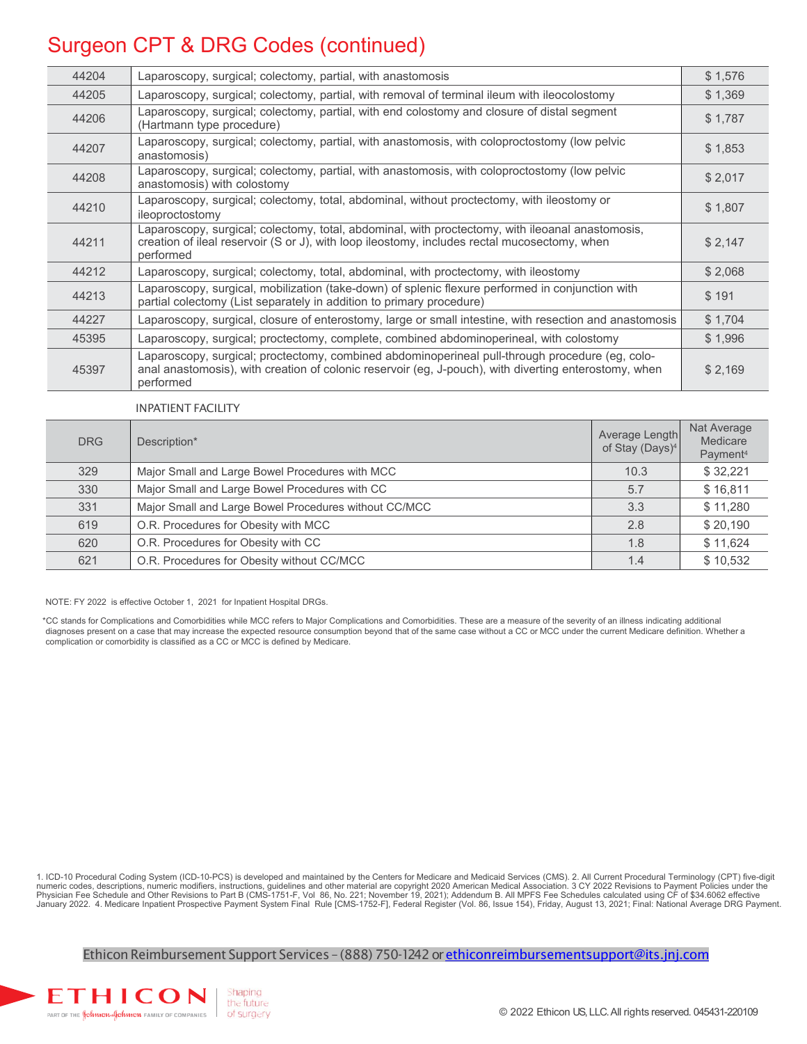# Surgeon CPT & DRG Codes (continued)

| | | |
|---|---|---|
| 44204 | Laparoscopy, surgical; colectomy, partial, with anastomosis | $ 1,576 |
| 44205 | Laparoscopy, surgical; colectomy, partial, with removal of terminal ileum with ileocolostomy | $ 1,369 |
| 44206 | Laparoscopy, surgical; colectomy, partial, with end colostomy and closure of distal segment (Hartmann type procedure) | $ 1,787 |
| 44207 | Laparoscopy, surgical; colectomy, partial, with anastomosis, with coloproctostomy (low pelvic anastomosis) | $ 1,853 |
| 44208 | Laparoscopy, surgical; colectomy, partial, with anastomosis, with coloproctostomy (low pelvic anastomosis) with colostomy | $ 2,017 |
| 44210 | Laparoscopy, surgical; colectomy, total, abdominal, without proctectomy, with ileostomy or ileoproctostomy | $ 1,807 |
| 44211 | Laparoscopy, surgical; colectomy, total, abdominal, with proctectomy, with ileoanal anastomosis, creation of ileal reservoir (S or J), with loop ileostomy, includes rectal mucosectomy, when performed | $ 2,147 |
| 44212 | Laparoscopy, surgical; colectomy, total, abdominal, with proctectomy, with ileostomy | $ 2,068 |
| 44213 | Laparoscopy, surgical, mobilization (take-down) of splenic flexure performed in conjunction with partial colectomy (List separately in addition to primary procedure) | $ 191 |
| 44227 | Laparoscopy, surgical, closure of enterostomy, large or small intestine, with resection and anastomosis | $ 1,704 |
| 45395 | Laparoscopy, surgical; proctectomy, complete, combined abdominoperineal, with colostomy | $ 1,996 |
| 45397 | Laparoscopy, surgical; proctectomy, combined abdominoperineal pull-through procedure (eg, colo-anal anastomosis), with creation of colonic reservoir (eg, J-pouch), with diverting enterostomy, when performed | $ 2,169 |

INPATIENT FACILITY

| DRG | Description* | Average Length of Stay (Days)[4] | Nat Average Medicare Payment[4] |
|---|---|---|---|
| 329 | Major Small and Large Bowel Procedures with MCC | 10.3 | $ 32,221 |
| 330 | Major Small and Large Bowel Procedures with CC | 5.7 | $ 16,811 |
| 331 | Major Small and Large Bowel Procedures without CC/MCC | 3.3 | $ 11,280 |
| 619 | O.R. Procedures for Obesity with MCC | 2.8 | $ 20,190 |
| 620 | O.R. Procedures for Obesity with CC | 1.8 | $ 11,624 |
| 621 | O.R. Procedures for Obesity without CC/MCC | 1.4 | $ 10,532 |

NOTE: FY 2022 is effective October 1, 2021 for Inpatient Hospital DRGs.

*CC stands for Complications and Comorbidities while MCC refers to Major Complications and Comorbidities. These are a measure of the severity of an illness indicating additional diagnoses present on a case that may increase the expected resource consumption beyond that of the same case without a CC or MCC under the current Medicare definition. Whether a complication or comorbidity is classified as a CC or MCC is defined by Medicare.

1. ICD-10 Procedural Coding System (ICD-10-PCS) is developed and maintained by the Centers for Medicare and Medicaid Services (CMS). 2. All Current Procedural Terminology (CPT) five-digit numeric codes, descriptions, numeric modifiers, instructions, guidelines and other material are copyright 2020 American Medical Association. 3 CY 2022 Revisions to Payment Policies under the Physician Fee Schedule and Other Revisions to Part B (CMS-1751-F, Vol 86, No. 221; November 19, 2021); Addendum B. All MPFS Fee Schedules calculated using CF of $34.6062 effective January 2022. 4. Medicare Inpatient Prospective Payment System Final Rule [CMS-1752-F], Federal Register (Vol. 86, Issue 154), Friday, August 13, 2021; Final: National Average DRG Payment.

Ethicon Reimbursement Support Services – (888) 750-1242 or ethiconreimbursementsupport@its.jnj.com

ETHICON PART OF THE Johnson & Johnson FAMILY OF COMPANIES | Shaping the future of surgery

© 2022 Ethicon US, LLC. All rights reserved. 045431-220109